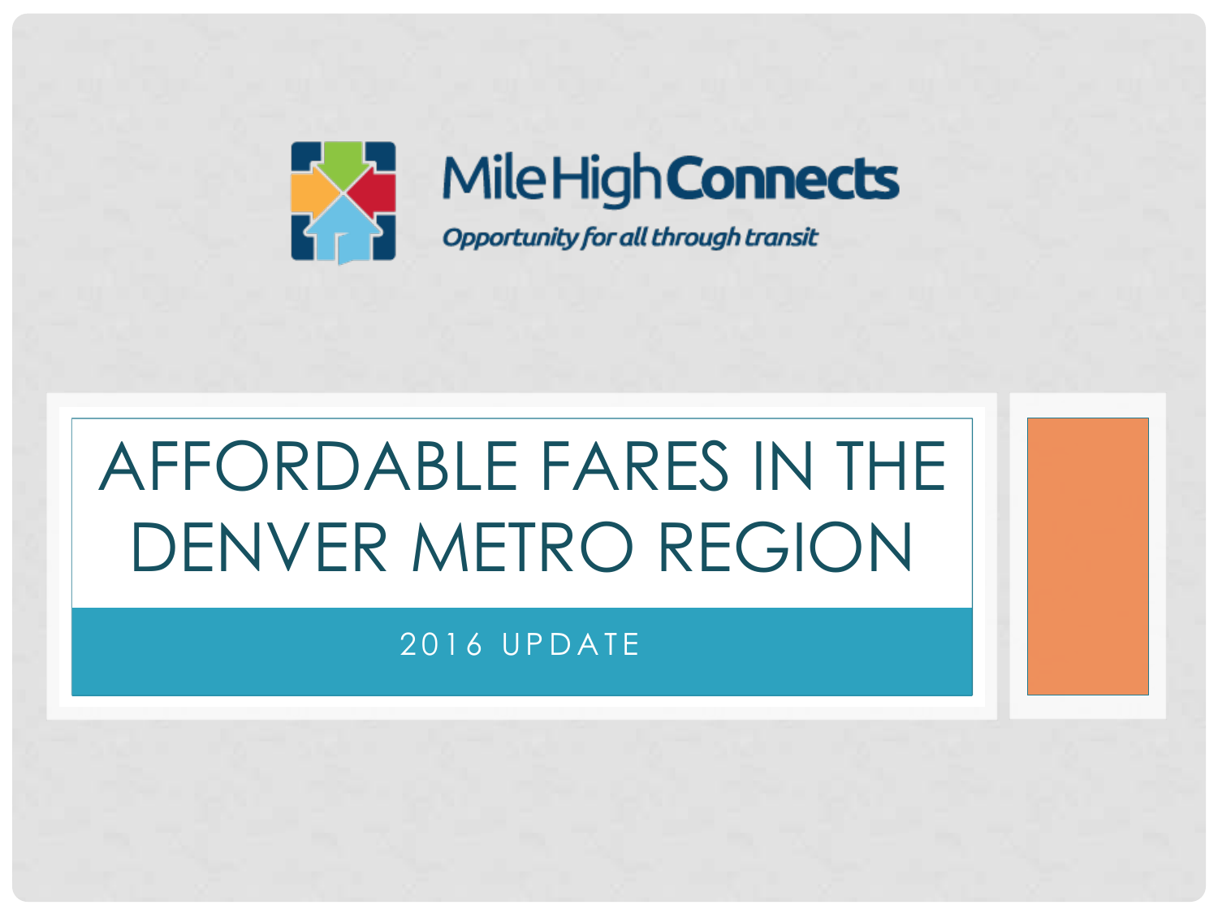Mile High Connects

*Opportunity for all through transit*

# AFFORDABLE FARES IN THE DENVER METRO REGION

## 2016 UPDATE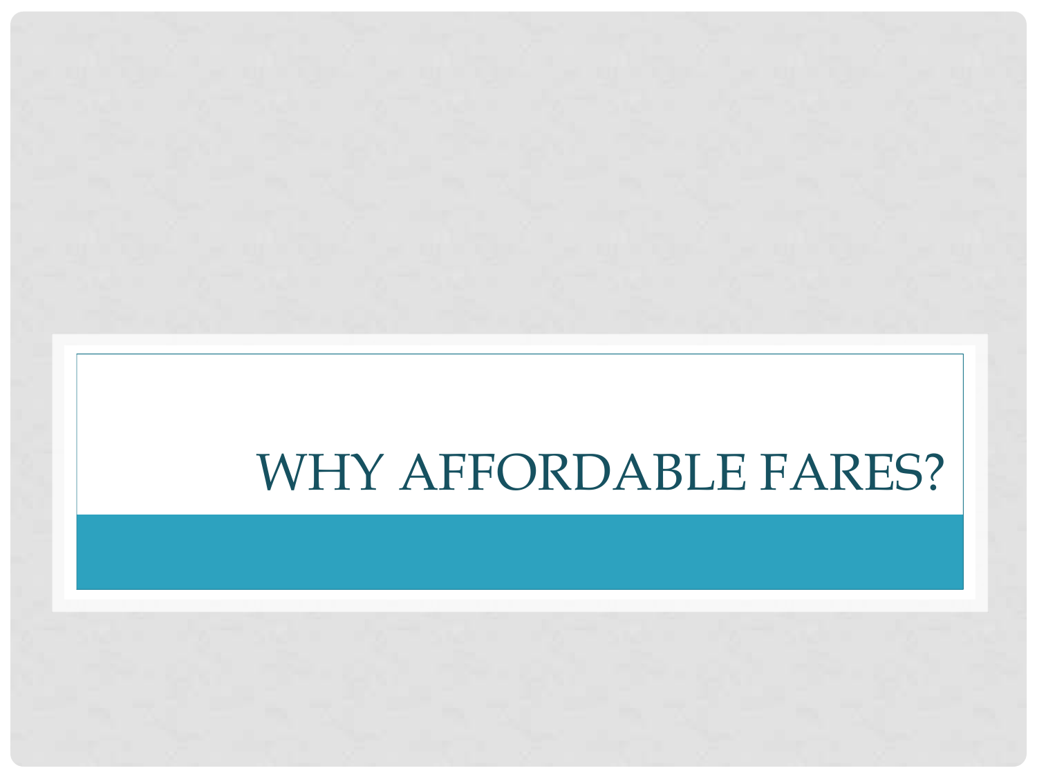# WHY AFFORDABLE FARES?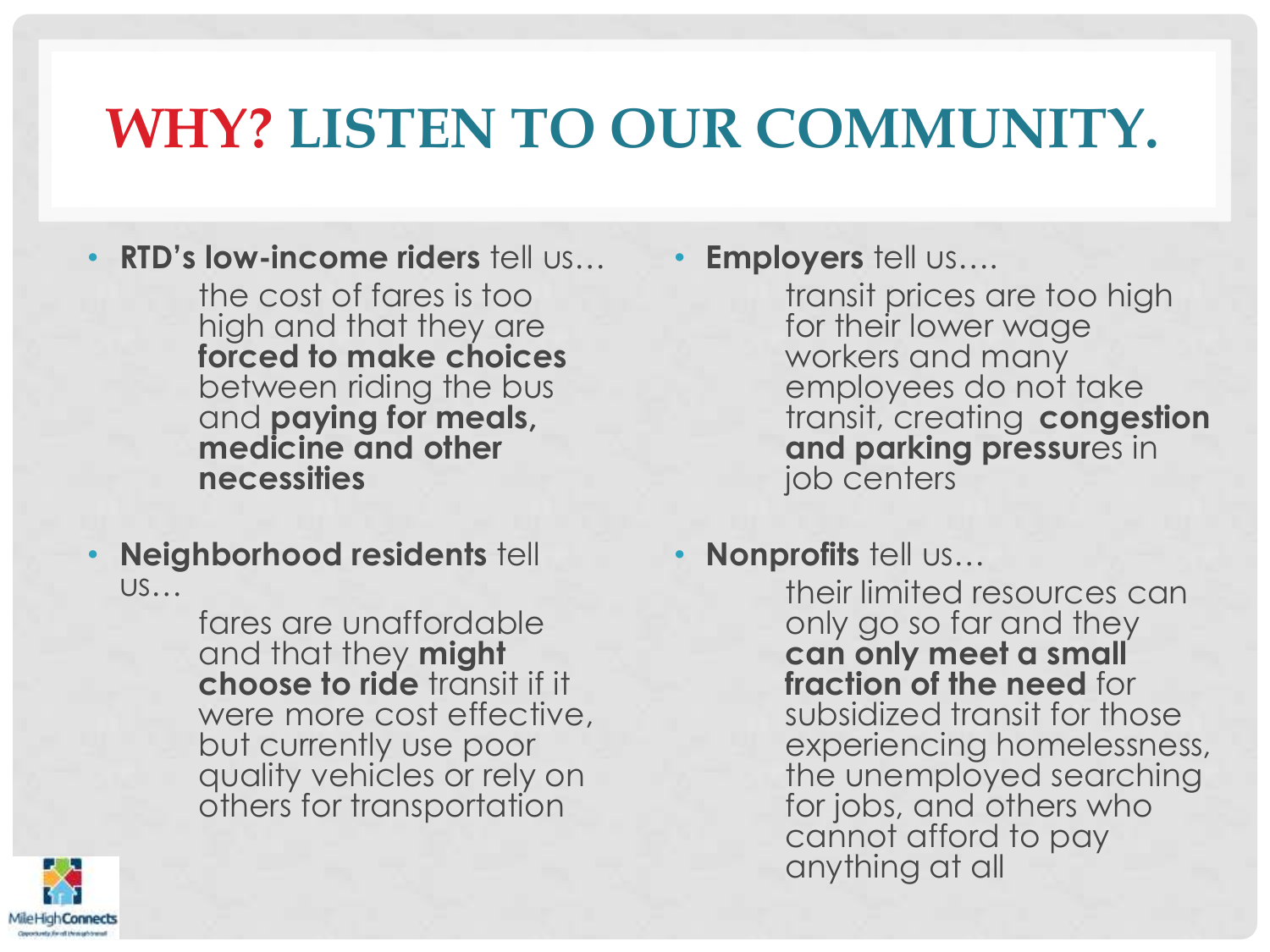# WHY? LISTEN TO OUR COMMUNITY.

- **RTD's low-income riders** tell us…
  the cost of fares is too high and that they are **forced to make choices** between riding the bus and **paying for meals, medicine and other necessities**

- **Neighborhood residents** tell us…
  fares are unaffordable and that they **might choose to ride** transit if it were more cost effective, but currently use poor quality vehicles or rely on others for transportation

- **Employers** tell us….
  transit prices are too high for their lower wage workers and many employees do not take transit, creating **congestion and parking pressur**es in job centers

- **Nonprofits** tell us…
  their limited resources can only go so far and they **can only meet a small fraction of the need** for subsidized transit for those experiencing homelessness, the unemployed searching for jobs, and others who cannot afford to pay anything at all

Mile High Connects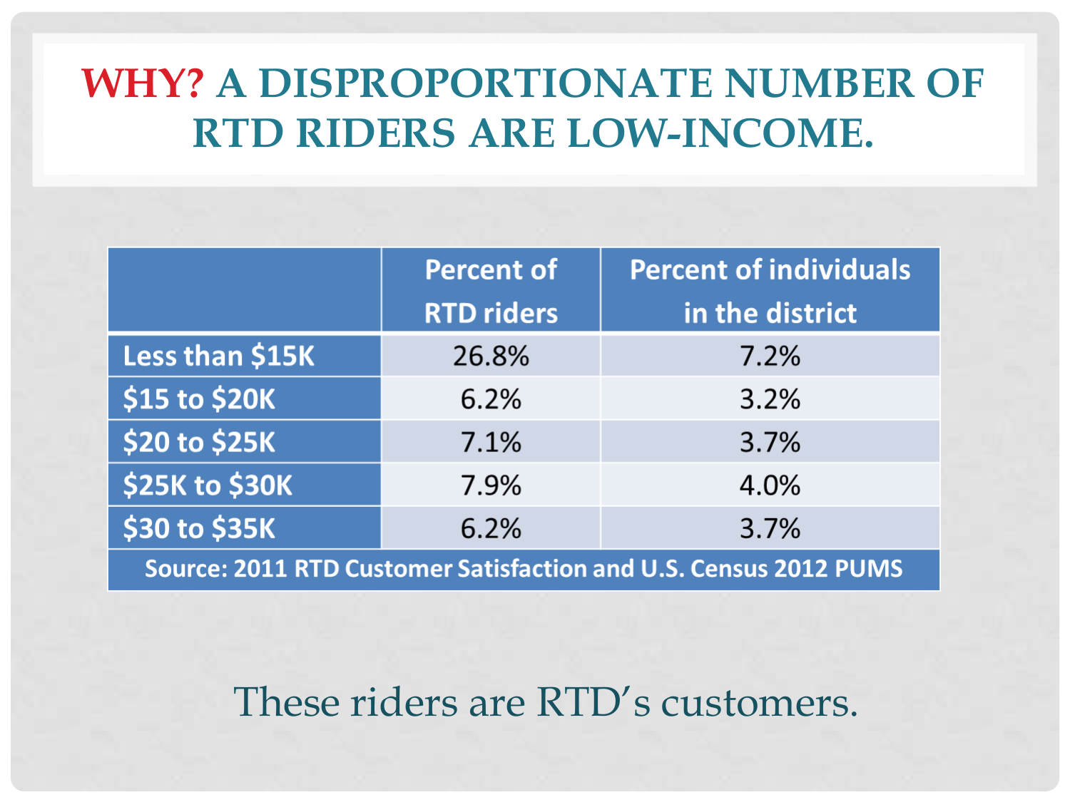# WHY? A DISPROPORTIONATE NUMBER OF RTD RIDERS ARE LOW-INCOME.

| | Percent of RTD riders | Percent of individuals in the district |
|---|---|---|
| Less than $15K | 26.8% | 7.2% |
| $15 to $20K | 6.2% | 3.2% |
| $20 to $25K | 7.1% | 3.7% |
| $25K to $30K | 7.9% | 4.0% |
| $30 to $35K | 6.2% | 3.7% |
| Source: 2011 RTD Customer Satisfaction and U.S. Census 2012 PUMS | | |

These riders are RTD's customers.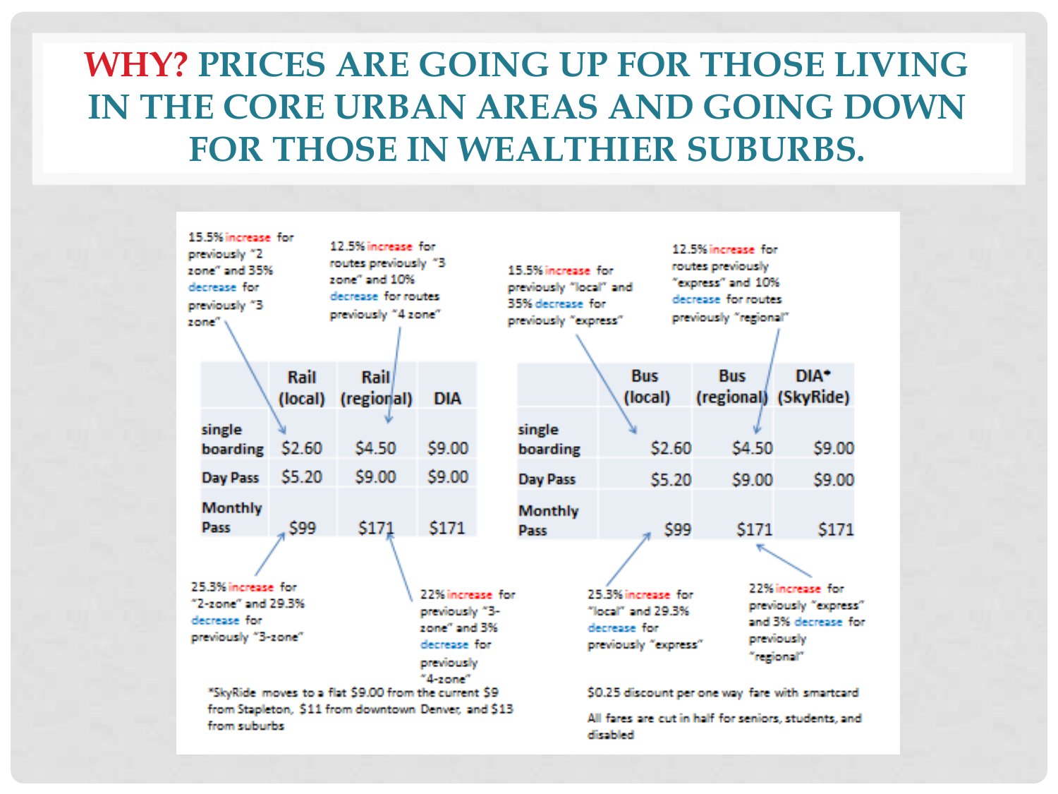# WHY? PRICES ARE GOING UP FOR THOSE LIVING IN THE CORE URBAN AREAS AND GOING DOWN FOR THOSE IN WEALTHIER SUBURBS.

| | Rail (local) | Rail (regional) | DIA |
|---|---|---|---|
| single boarding | $2.60 | $4.50 | $9.00 |
| Day Pass | $5.20 | $9.00 | $9.00 |
| Monthly Pass | $99 | $171 | $171 |

- Rail (local) single boarding: 15.5% increase for previously "2 zone" and 35% decrease for previously "3 zone"
- Rail (regional) single boarding: 12.5% increase for routes previously "3 zone" and 10% decrease for routes previously "4 zone"
- Rail (local) monthly pass: 25.3% increase for "2-zone" and 29.3% decrease for previously "3-zone"
- Rail (regional) monthly pass: 22% increase for previously "3-zone" and 3% decrease for previously "4-zone"

*SkyRide moves to a flat $9.00 from the current $9 from Stapleton, $11 from downtown Denver, and $13 from suburbs

| | Bus (local) | Bus (regional) | DIA* (SkyRide) |
|---|---|---|---|
| single boarding | $2.60 | $4.50 | $9.00 |
| Day Pass | $5.20 | $9.00 | $9.00 |
| Monthly Pass | $99 | $171 | $171 |

- Bus (local) single boarding: 15.5% increase for previously "local" and 35% decrease for previously "express"
- Bus (regional) single boarding: 12.5% increase for routes previously "express" and 10% decrease for routes previously "regional"
- Bus (local) monthly pass: 25.3% increase for "local" and 29.3% decrease for previously "express"
- Bus (regional) monthly pass: 22% increase for previously "express" and 3% decrease for previously "regional"

$0.25 discount per one way fare with smartcard

All fares are cut in half for seniors, students, and disabled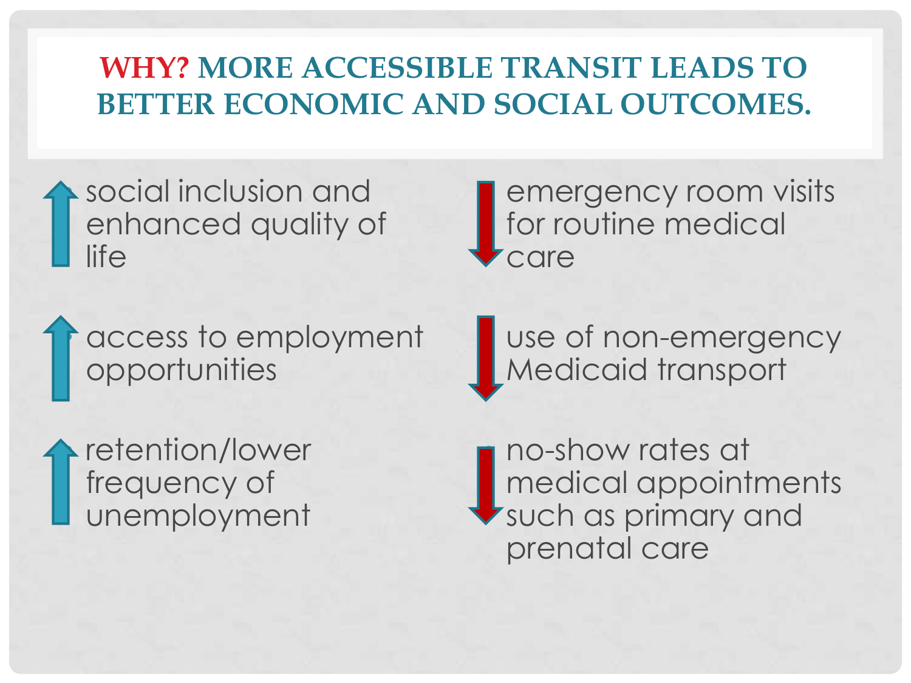# WHY? MORE ACCESSIBLE TRANSIT LEADS TO BETTER ECONOMIC AND SOCIAL OUTCOMES.

- ↑ social inclusion and enhanced quality of life
- ↑ access to employment opportunities
- ↑ retention/lower frequency of unemployment

- ↓ emergency room visits for routine medical care
- ↓ use of non-emergency Medicaid transport
- ↓ no-show rates at medical appointments such as primary and prenatal care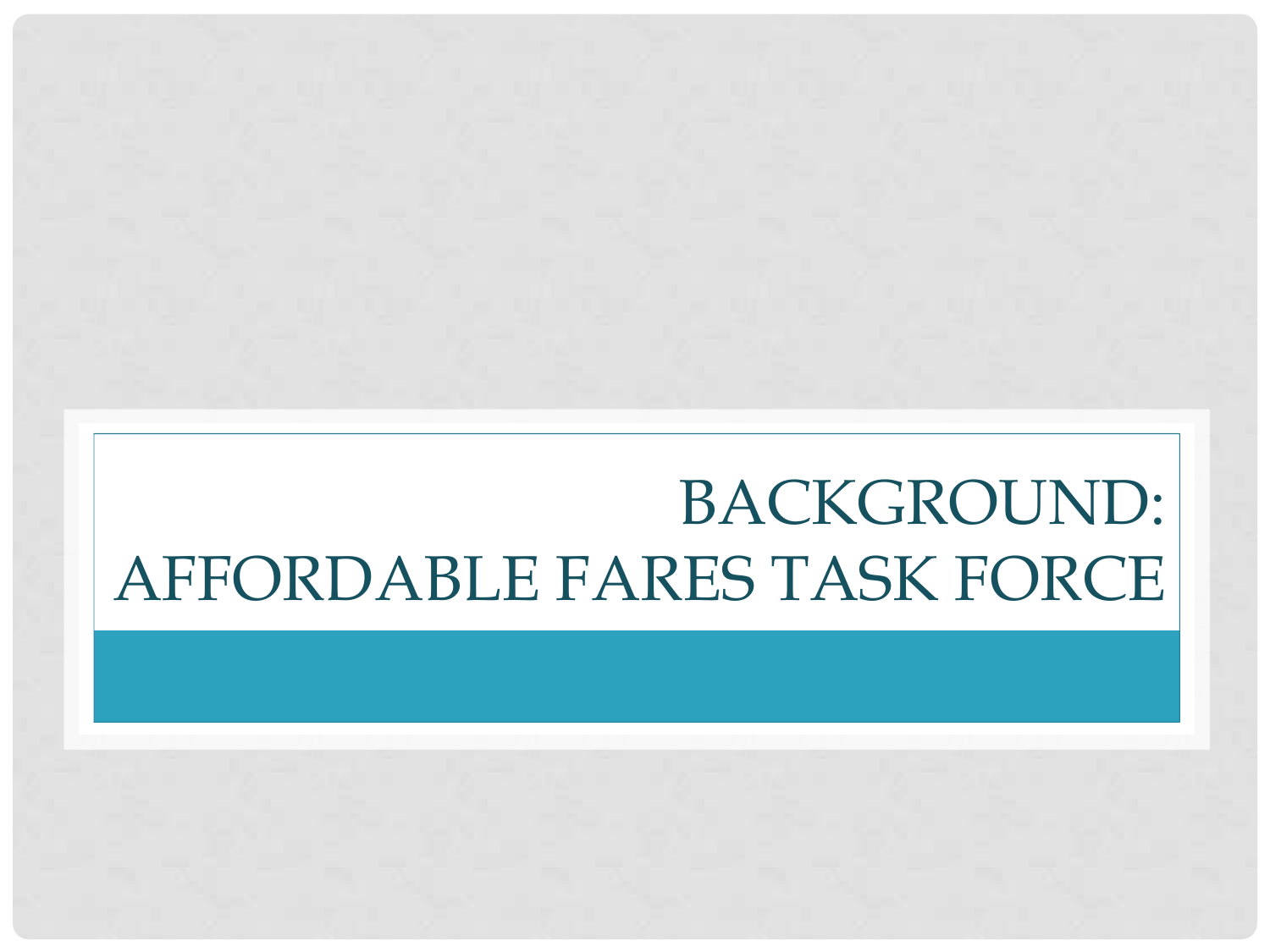# BACKGROUND: AFFORDABLE FARES TASK FORCE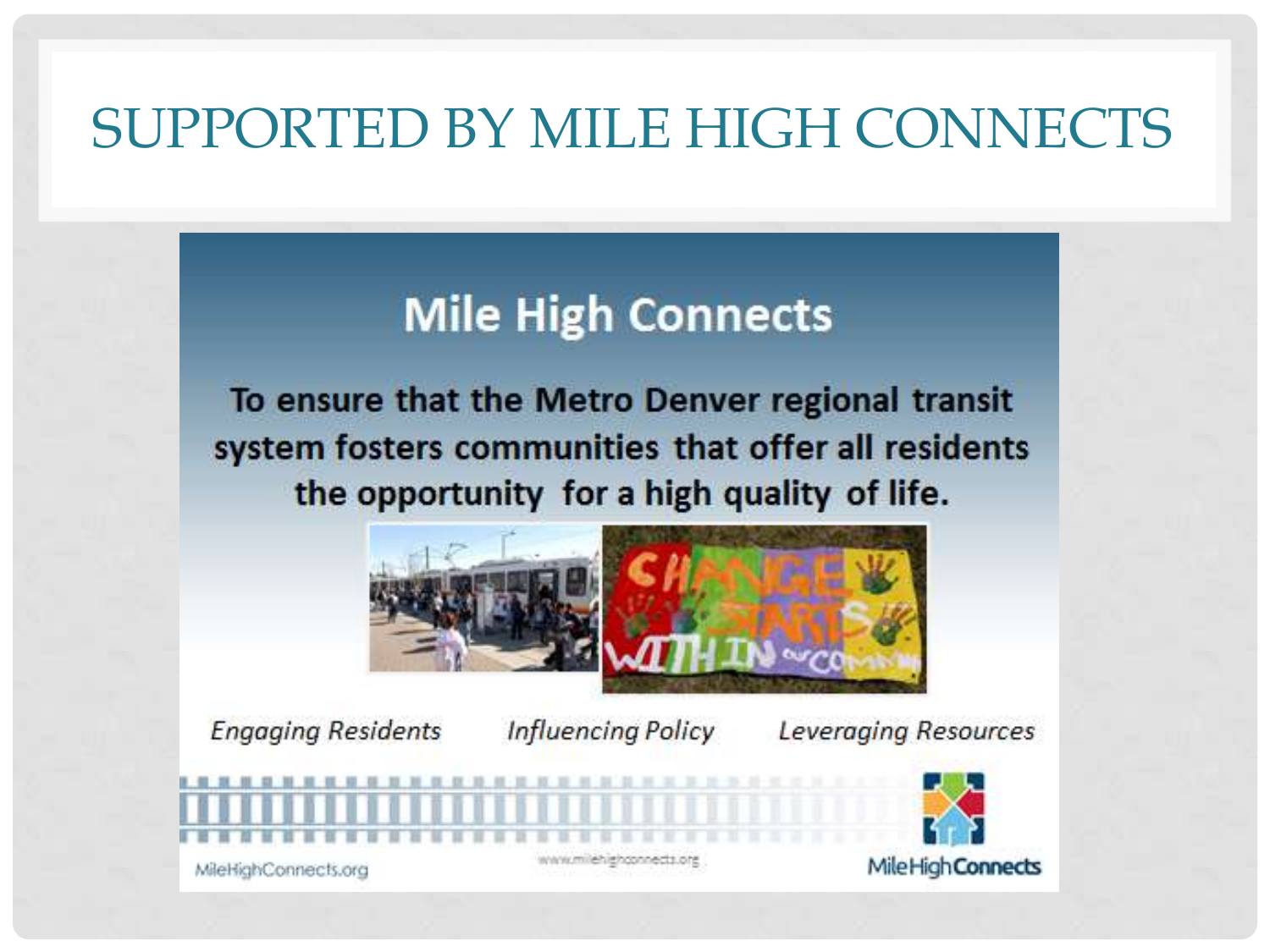# SUPPORTED BY MILE HIGH CONNECTS

## Mile High Connects

**To ensure that the Metro Denver regional transit system fosters communities that offer all residents the opportunity for a high quality of life.**

*Engaging Residents* *Influencing Policy* *Leveraging Resources*

MileHighConnects.org www.milehighconnects.org MileHighConnects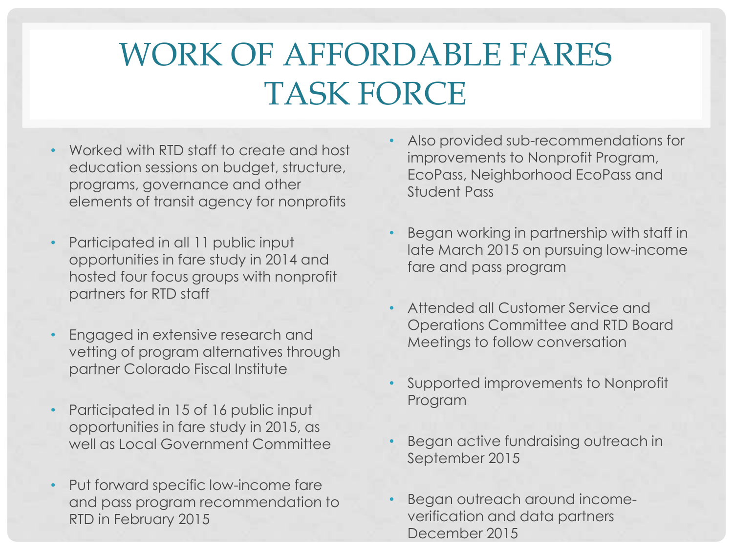# WORK OF AFFORDABLE FARES TASK FORCE

- Worked with RTD staff to create and host education sessions on budget, structure, programs, governance and other elements of transit agency for nonprofits
- Participated in all 11 public input opportunities in fare study in 2014 and hosted four focus groups with nonprofit partners for RTD staff
- Engaged in extensive research and vetting of program alternatives through partner Colorado Fiscal Institute
- Participated in 15 of 16 public input opportunities in fare study in 2015, as well as Local Government Committee
- Put forward specific low-income fare and pass program recommendation to RTD in February 2015
- Also provided sub-recommendations for improvements to Nonprofit Program, EcoPass, Neighborhood EcoPass and Student Pass
- Began working in partnership with staff in late March 2015 on pursuing low-income fare and pass program
- Attended all Customer Service and Operations Committee and RTD Board Meetings to follow conversation
- Supported improvements to Nonprofit Program
- Began active fundraising outreach in September 2015
- Began outreach around income-verification and data partners December 2015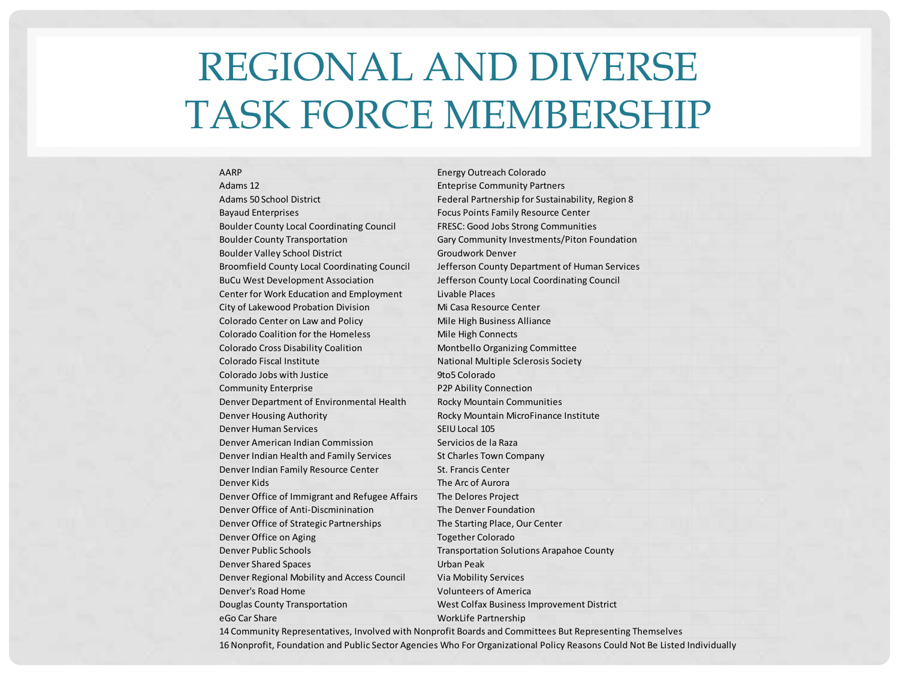# REGIONAL AND DIVERSE TASK FORCE MEMBERSHIP

AARP
Adams 12
Adams 50 School District
Bayaud Enterprises
Boulder County Local Coordinating Council
Boulder County Transportation
Boulder Valley School District
Broomfield County Local Coordinating Council
BuCu West Development Association
Center for Work Education and Employment
City of Lakewood Probation Division
Colorado Center on Law and Policy
Colorado Coalition for the Homeless
Colorado Cross Disability Coalition
Colorado Fiscal Institute
Colorado Jobs with Justice
Community Enterprise
Denver Department of Environmental Health
Denver Housing Authority
Denver Human Services
Denver American Indian Commission
Denver Indian Health and Family Services
Denver Indian Family Resource Center
Denver Kids
Denver Office of Immigrant and Refugee Affairs
Denver Office of Anti-Discminination
Denver Office of Strategic Partnerships
Denver Office on Aging
Denver Public Schools
Denver Shared Spaces
Denver Regional Mobility and Access Council
Denver's Road Home
Douglas County Transportation
eGo Car Share
Energy Outreach Colorado
Enteprise Community Partners
Federal Partnership for Sustainability, Region 8
Focus Points Family Resource Center
FRESC: Good Jobs Strong Communities
Gary Community Investments/Piton Foundation
Groudwork Denver
Jefferson County Department of Human Services
Jefferson County Local Coordinating Council
Livable Places
Mi Casa Resource Center
Mile High Business Alliance
Mile High Connects
Montbello Organizing Committee
National Multiple Sclerosis Society
9to5 Colorado
P2P Ability Connection
Rocky Mountain Communities
Rocky Mountain MicroFinance Institute
SEIU Local 105
Servicios de la Raza
St Charles Town Company
St. Francis Center
The Arc of Aurora
The Delores Project
The Denver Foundation
The Starting Place, Our Center
Together Colorado
Transportation Solutions Arapahoe County
Urban Peak
Via Mobility Services
Volunteers of America
West Colfax Business Improvement District
WorkLife Partnership

14 Community Representatives, Involved with Nonprofit Boards and Committees But Representing Themselves
16 Nonprofit, Foundation and Public Sector Agencies Who For Organizational Policy Reasons Could Not Be Listed Individually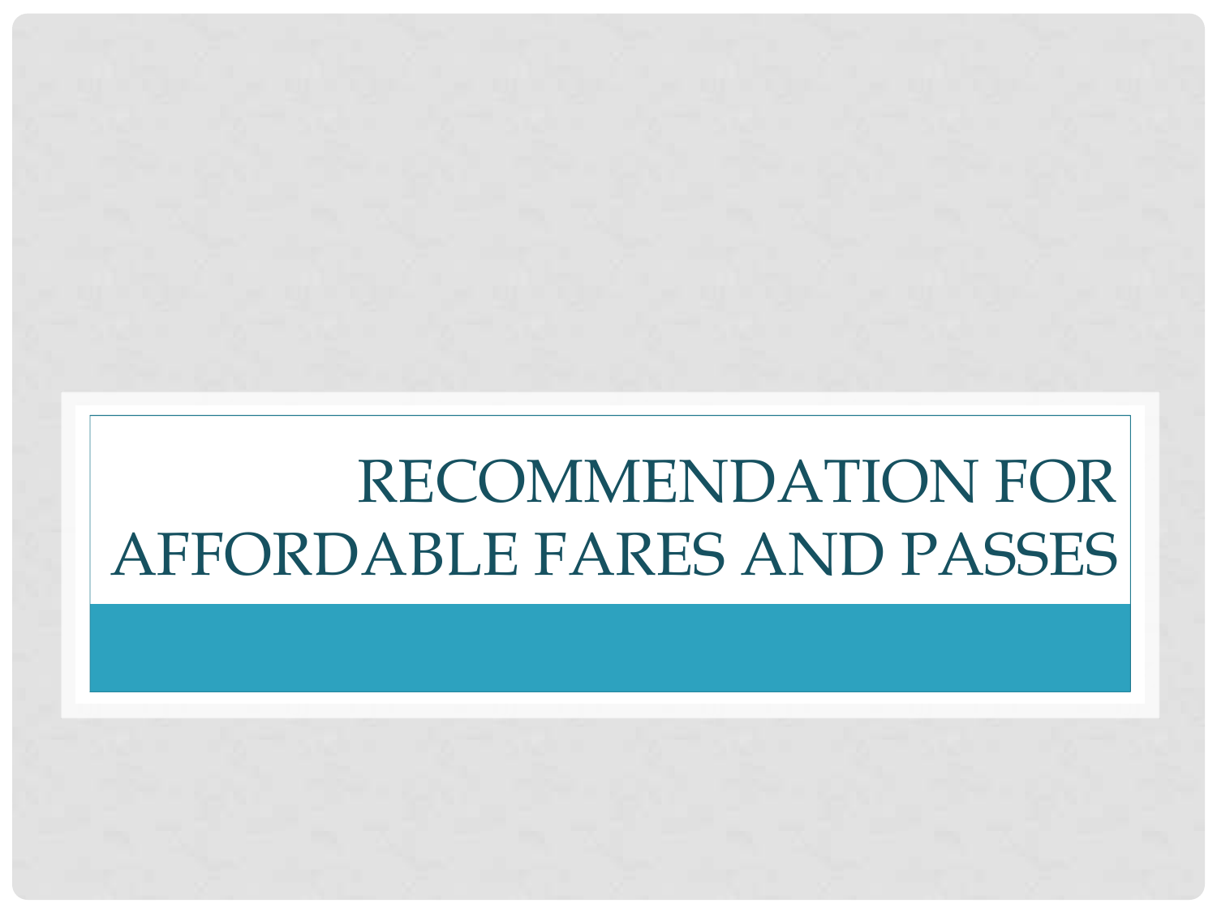# RECOMMENDATION FOR AFFORDABLE FARES AND PASSES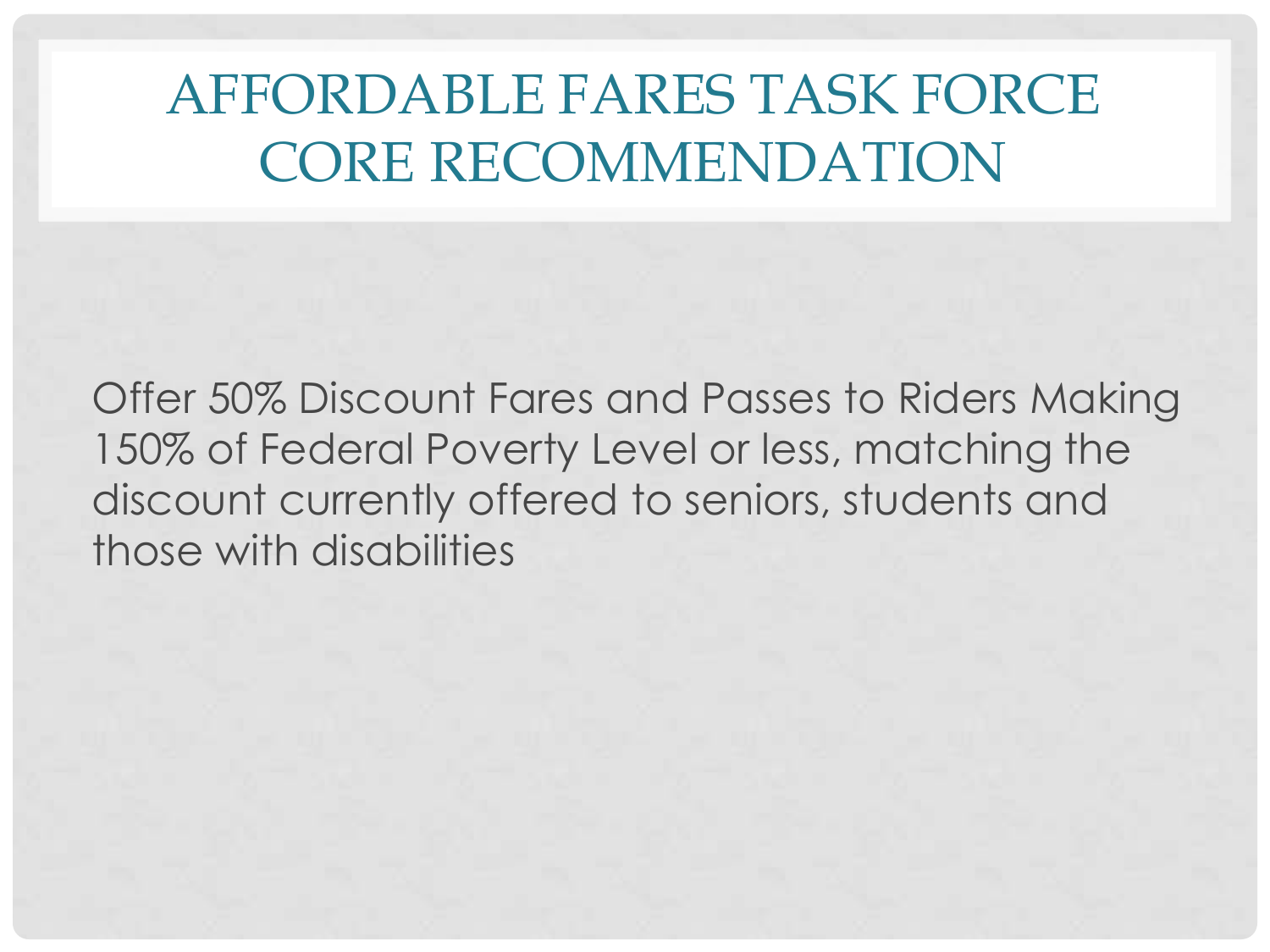# AFFORDABLE FARES TASK FORCE CORE RECOMMENDATION

Offer 50% Discount Fares and Passes to Riders Making 150% of Federal Poverty Level or less, matching the discount currently offered to seniors, students and those with disabilities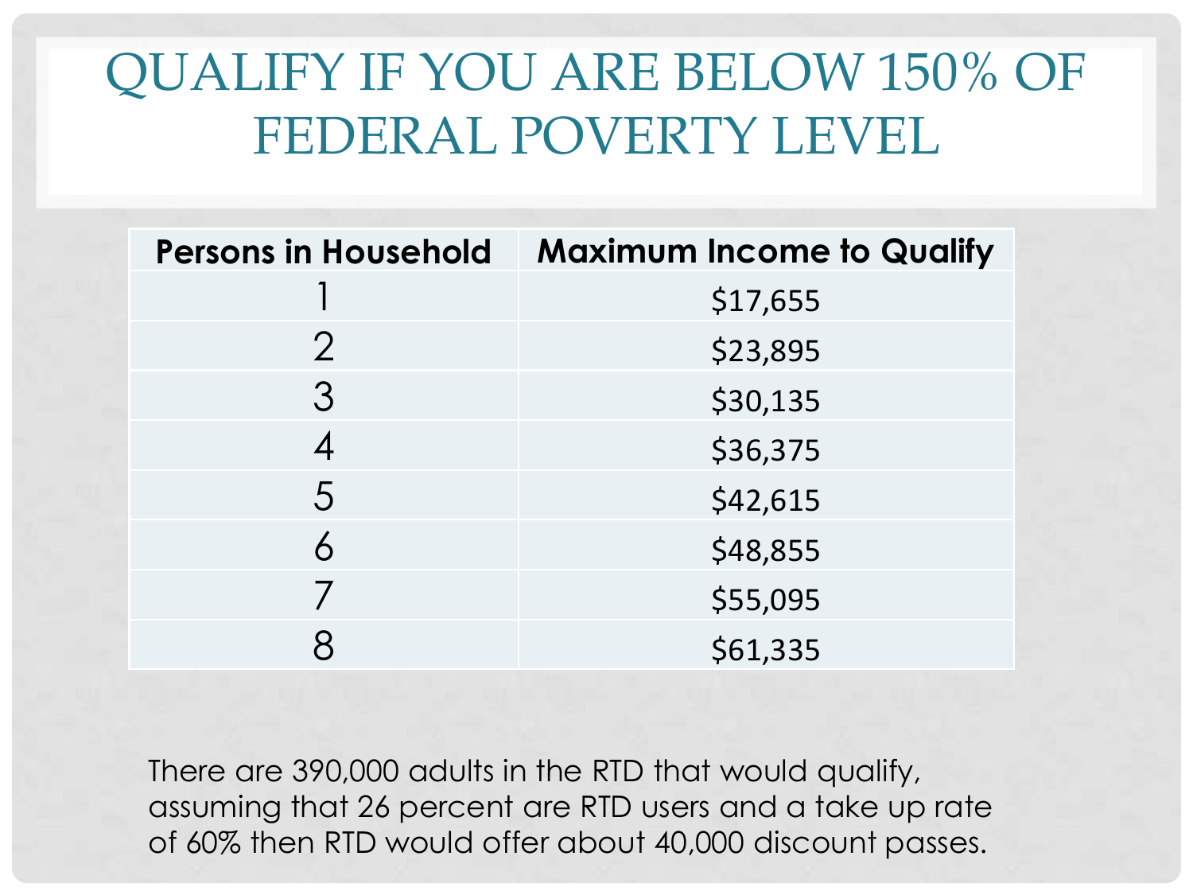# QUALIFY IF YOU ARE BELOW 150% OF FEDERAL POVERTY LEVEL

| Persons in Household | Maximum Income to Qualify |
|---|---|
| 1 | $17,655 |
| 2 | $23,895 |
| 3 | $30,135 |
| 4 | $36,375 |
| 5 | $42,615 |
| 6 | $48,855 |
| 7 | $55,095 |
| 8 | $61,335 |

There are 390,000 adults in the RTD that would qualify, assuming that 26 percent are RTD users and a take up rate of 60% then RTD would offer about 40,000 discount passes.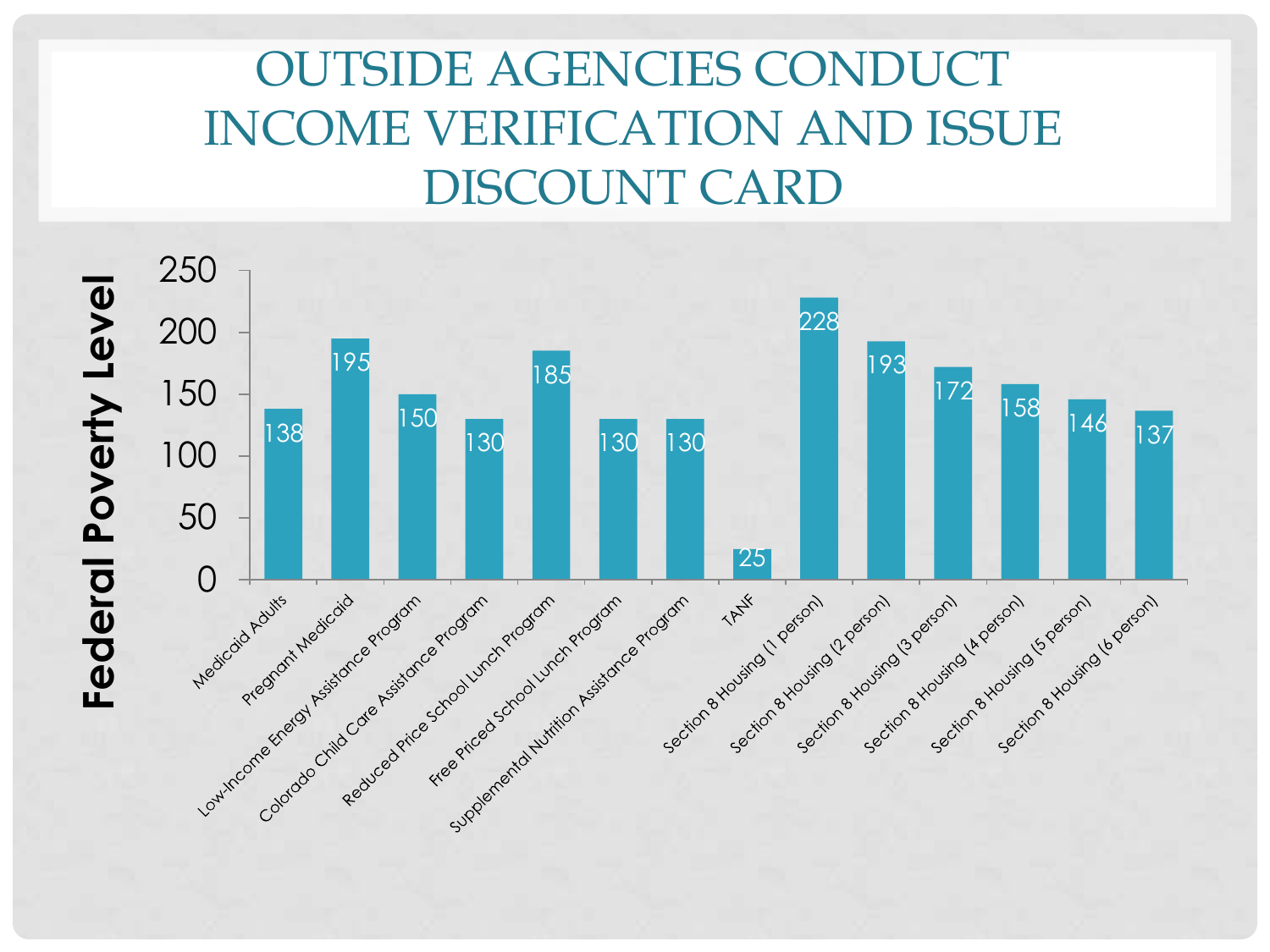# OUTSIDE AGENCIES CONDUCT INCOME VERIFICATION AND ISSUE DISCOUNT CARD

| Program | Federal Poverty Level |
|---|---|
| Medicaid Adults | 138 |
| Pregnant Medicaid | 195 |
| Low-Income Energy Assistance Program | 150 |
| Colorado Child Care Assistance Program | 130 |
| Reduced Price School Lunch Program | 185 |
| Free Priced School Lunch Program | 130 |
| Supplemental Nutrition Assistance Program | 130 |
| TANF | 25 |
| Section 8 Housing (1 person) | 228 |
| Section 8 Housing (2 person) | 193 |
| Section 8 Housing (3 person) | 172 |
| Section 8 Housing (4 person) | 158 |
| Section 8 Housing (5 person) | 146 |
| Section 8 Housing (6 person) | 137 |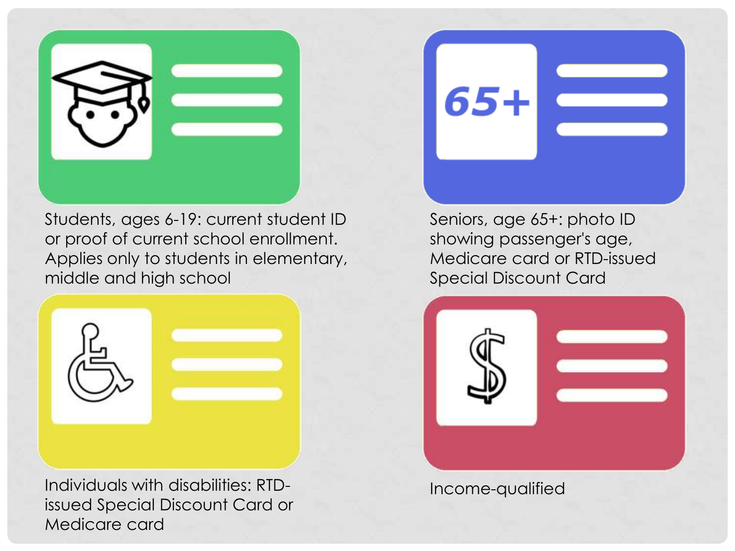Students, ages 6-19: current student ID or proof of current school enrollment. Applies only to students in elementary, middle and high school

Seniors, age 65+: photo ID showing passenger's age, Medicare card or RTD-issued Special Discount Card

Individuals with disabilities: RTD-issued Special Discount Card or Medicare card

Income-qualified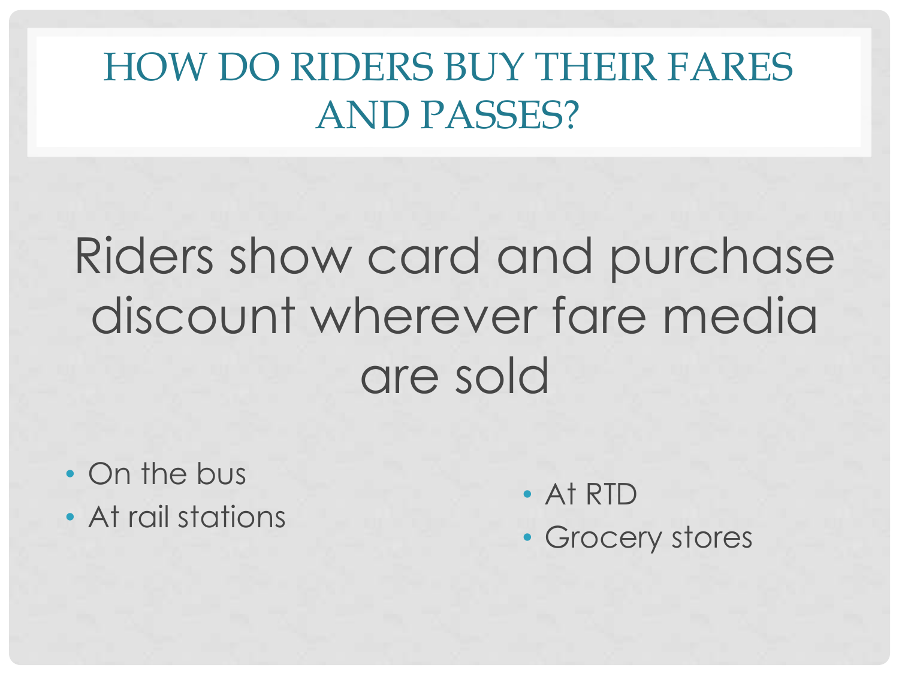# HOW DO RIDERS BUY THEIR FARES AND PASSES?

Riders show card and purchase discount wherever fare media are sold

- On the bus
- At rail stations
- At RTD
- Grocery stores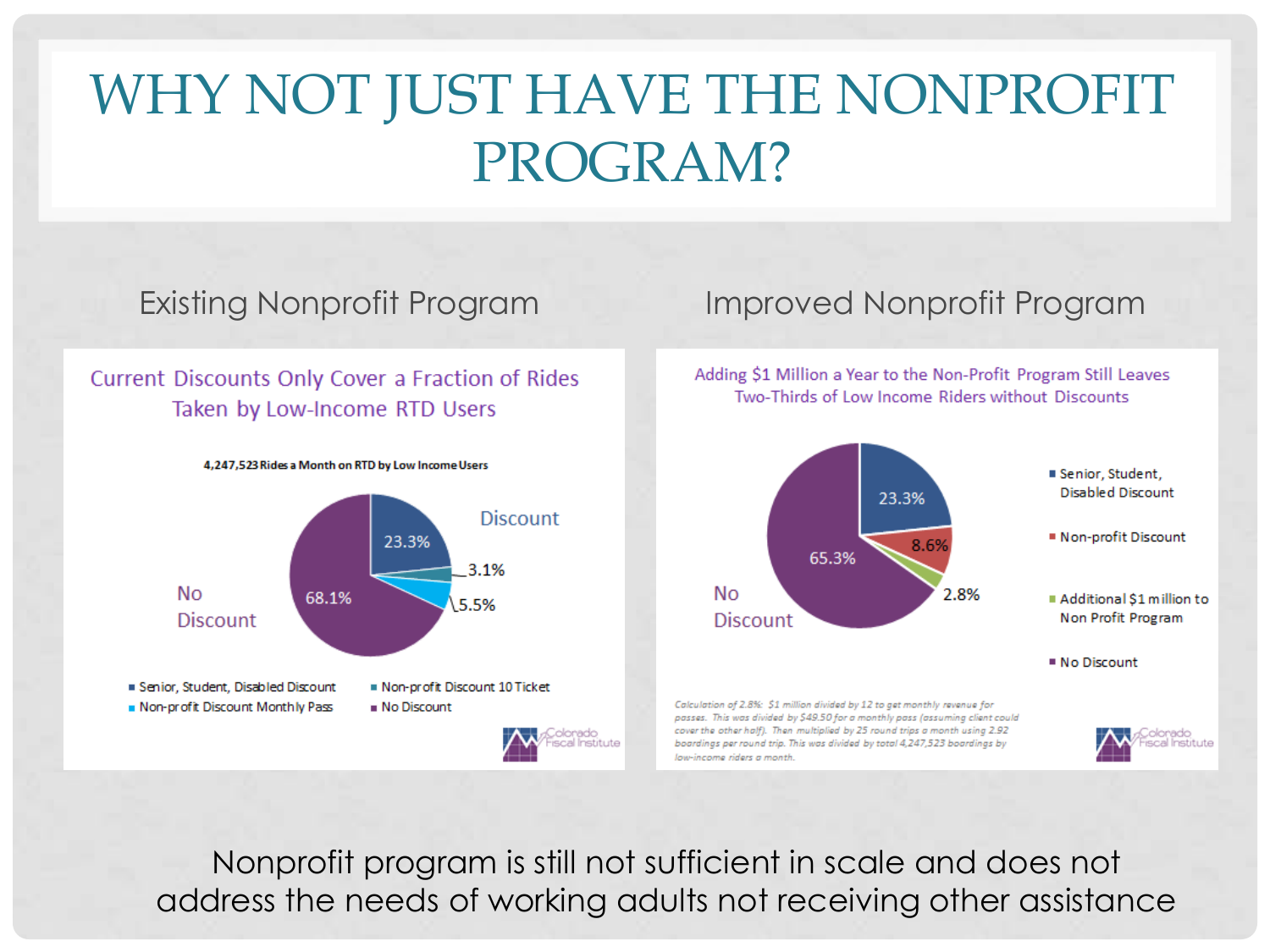# WHY NOT JUST HAVE THE NONPROFIT PROGRAM?

## Existing Nonprofit Program

**Current Discounts Only Cover a Fraction of Rides Taken by Low-Income RTD Users**

4,247,523 Rides a Month on RTD by Low Income Users

- Discount
  - Senior, Student, Disabled Discount: 23.3%
  - Non-profit Discount 10 Ticket: 3.1%
  - Non-profit Discount Monthly Pass: 5.5%
- No Discount: 68.1%

## Improved Nonprofit Program

**Adding $1 Million a Year to the Non-Profit Program Still Leaves Two-Thirds of Low Income Riders without Discounts**

- Senior, Student, Disabled Discount: 23.3%
- Non-profit Discount: 8.6%
- Additional $1 million to Non Profit Program: 2.8%
- No Discount: 65.3%

Calculation of 2.8%: $1 million divided by 12 to get monthly revenue for passes. This was divided by $49.50 for a monthly pass (assuming client could cover the other half). Then multiplied by 25 round trips a month using 2.92 boardings per round trip. This was divided by total 4,247,523 boardings by low-income riders a month.

Colorado Fiscal Institute

Nonprofit program is still not sufficient in scale and does not address the needs of working adults not receiving other assistance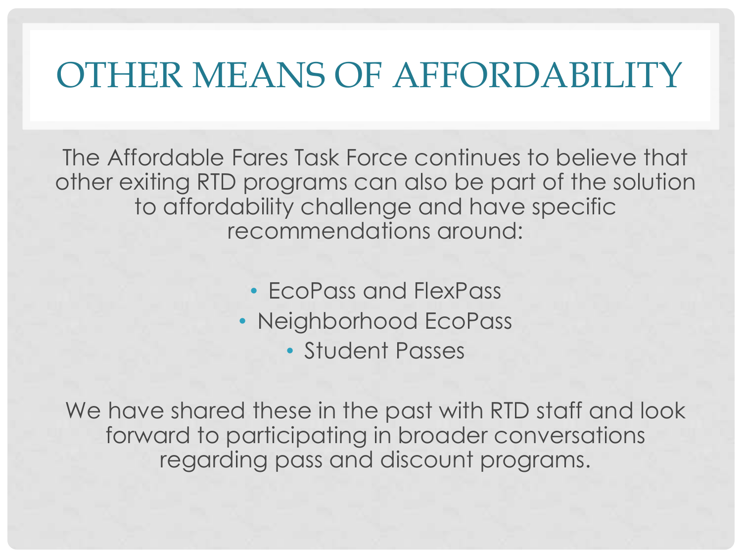# OTHER MEANS OF AFFORDABILITY

The Affordable Fares Task Force continues to believe that other exiting RTD programs can also be part of the solution to affordability challenge and have specific recommendations around:

- EcoPass and FlexPass
- Neighborhood EcoPass
- Student Passes

We have shared these in the past with RTD staff and look forward to participating in broader conversations regarding pass and discount programs.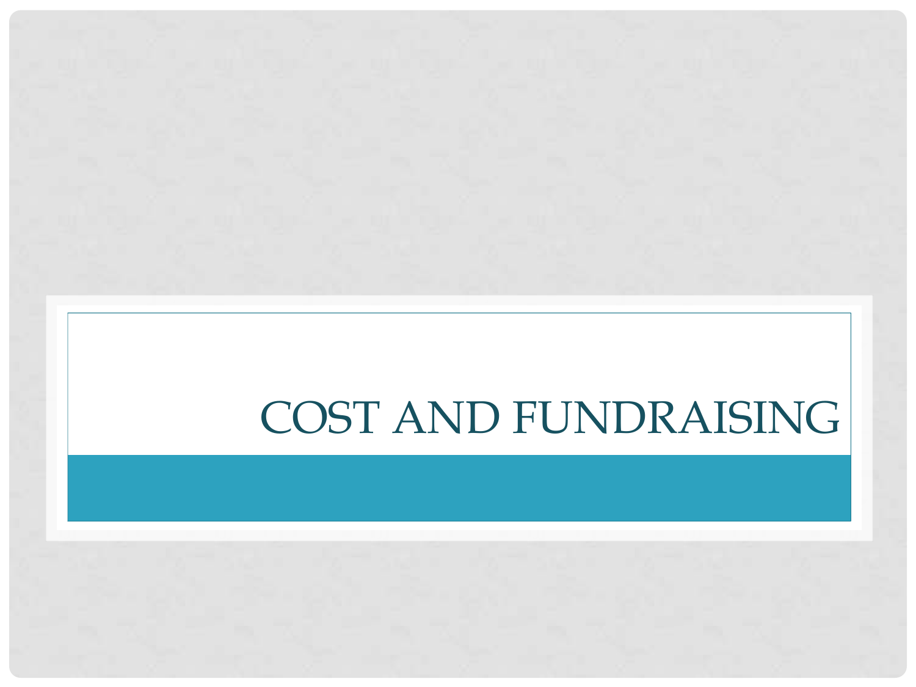# COST AND FUNDRAISING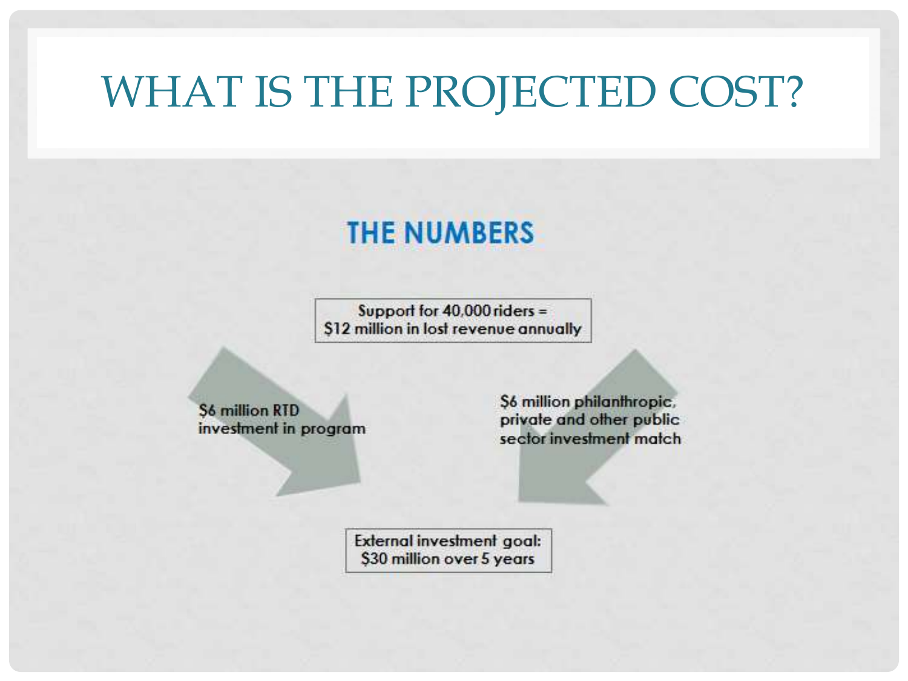# WHAT IS THE PROJECTED COST?

## THE NUMBERS

Support for 40,000 riders = $12 million in lost revenue annually

$6 million RTD investment in program

$6 million philanthropic, private and other public sector investment match

External investment goal: $30 million over 5 years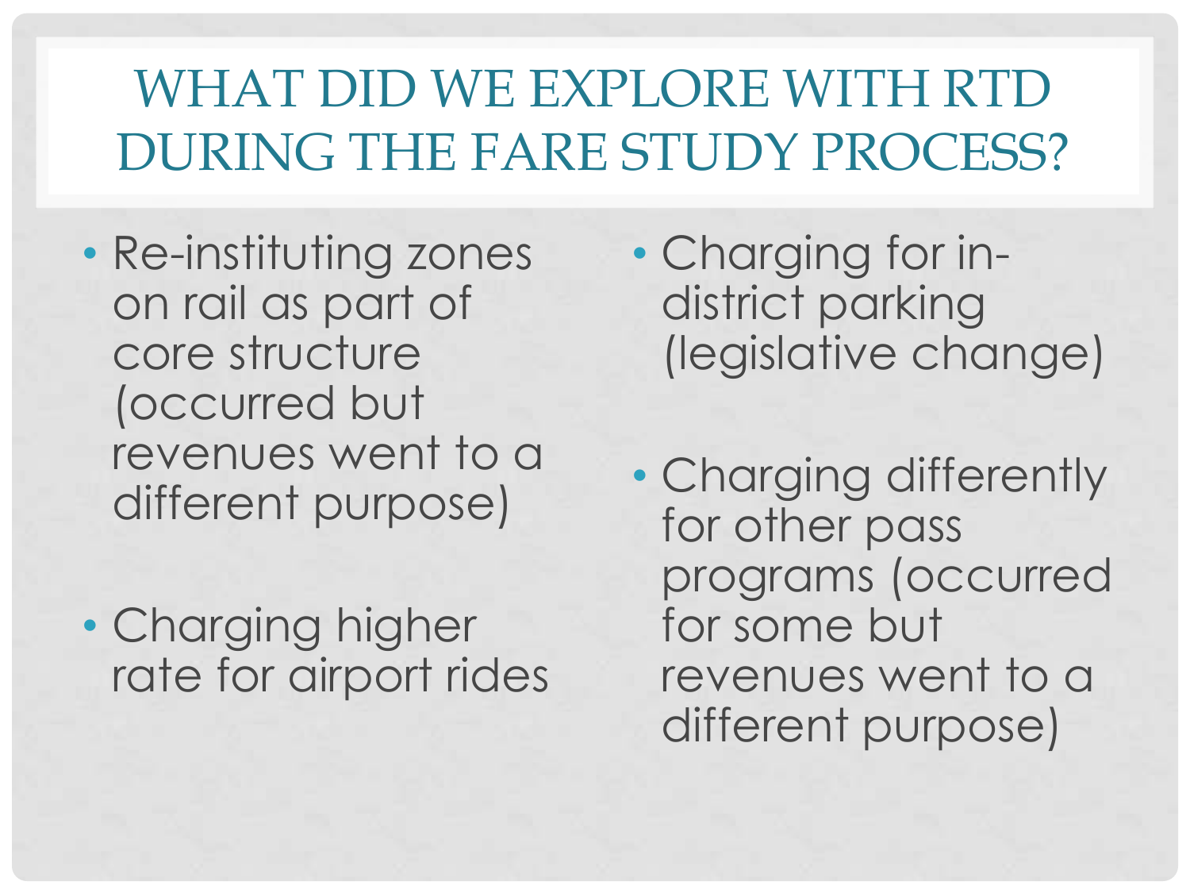# WHAT DID WE EXPLORE WITH RTD DURING THE FARE STUDY PROCESS?

- Re-instituting zones on rail as part of core structure (occurred but revenues went to a different purpose)
- Charging higher rate for airport rides
- Charging for in-district parking (legislative change)
- Charging differently for other pass programs (occurred for some but revenues went to a different purpose)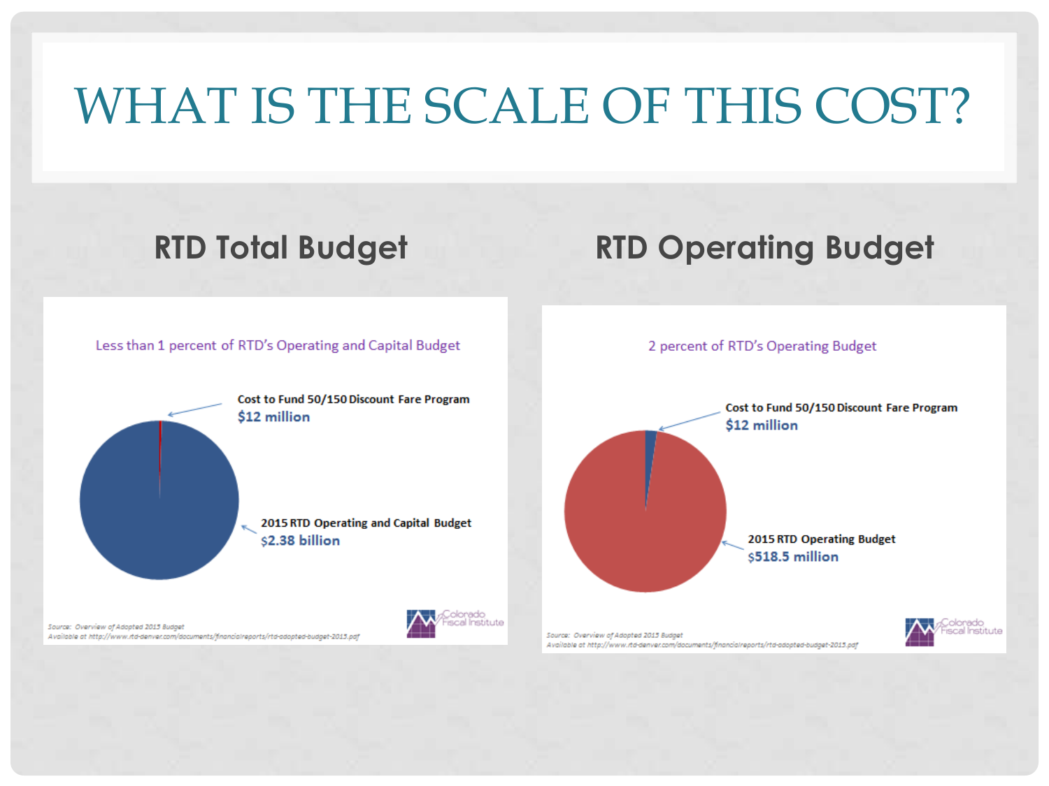# WHAT IS THE SCALE OF THIS COST?

## RTD Total Budget

Less than 1 percent of RTD's Operating and Capital Budget

Cost to Fund 50/150 Discount Fare Program
**$12 million**

2015 RTD Operating and Capital Budget
**$2.38 billion**

Source: Overview of Adopted 2015 Budget
Available at http://www.rtd-denver.com/documents/financialreports/rtd-adopted-budget-2015.pdf

Colorado Fiscal Institute

## RTD Operating Budget

2 percent of RTD's Operating Budget

Cost to Fund 50/150 Discount Fare Program
**$12 million**

2015 RTD Operating Budget
**$518.5 million**

Source: Overview of Adopted 2015 Budget
Available at http://www.rtd-denver.com/documents/financialreports/rtd-adopted-budget-2015.pdf

Colorado Fiscal Institute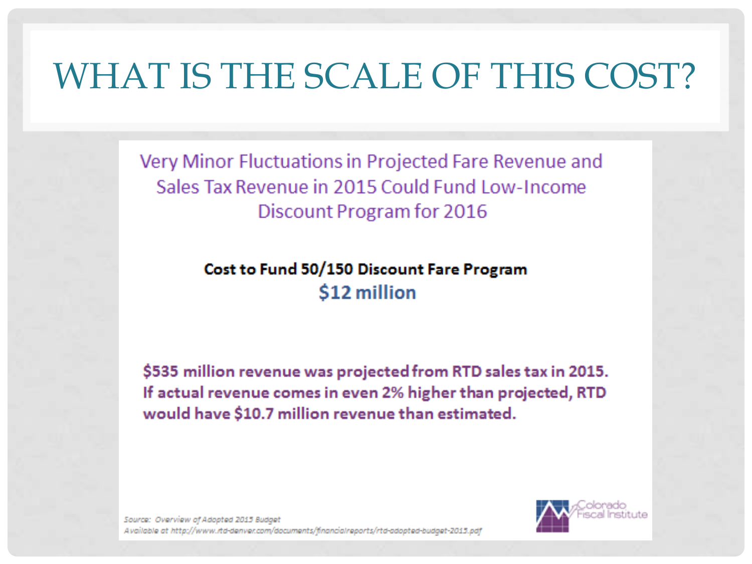# WHAT IS THE SCALE OF THIS COST?

## Very Minor Fluctuations in Projected Fare Revenue and Sales Tax Revenue in 2015 Could Fund Low-Income Discount Program for 2016

**Cost to Fund 50/150 Discount Fare Program**

**$12 million**

**$535 million revenue was projected from RTD sales tax in 2015. If actual revenue comes in even 2% higher than projected, RTD would have $10.7 million revenue than estimated.**

*Source: Overview of Adopted 2015 Budget*
*Available at http://www.rtd-denver.com/documents/financialreports/rtd-adopted-budget-2015.pdf*

Colorado Fiscal Institute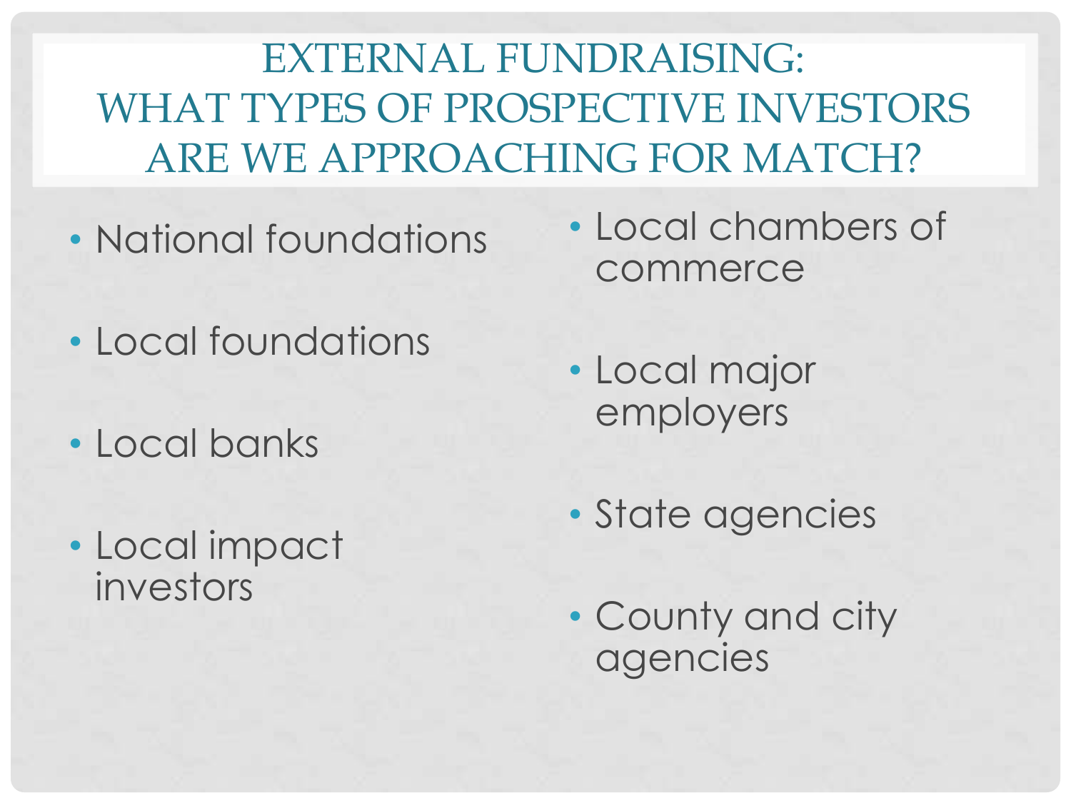# EXTERNAL FUNDRAISING: WHAT TYPES OF PROSPECTIVE INVESTORS ARE WE APPROACHING FOR MATCH?

- National foundations
- Local foundations
- Local banks
- Local impact investors
- Local chambers of commerce
- Local major employers
- State agencies
- County and city agencies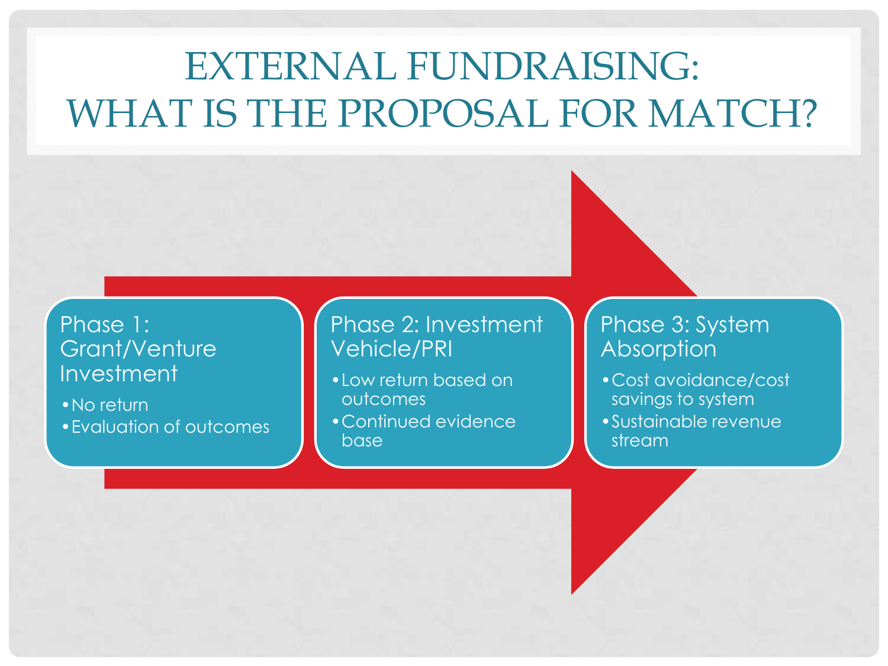# EXTERNAL FUNDRAISING: WHAT IS THE PROPOSAL FOR MATCH?

### Phase 1: Grant/Venture Investment

- No return
- Evaluation of outcomes

### Phase 2: Investment Vehicle/PRI

- Low return based on outcomes
- Continued evidence base

### Phase 3: System Absorption

- Cost avoidance/cost savings to system
- Sustainable revenue stream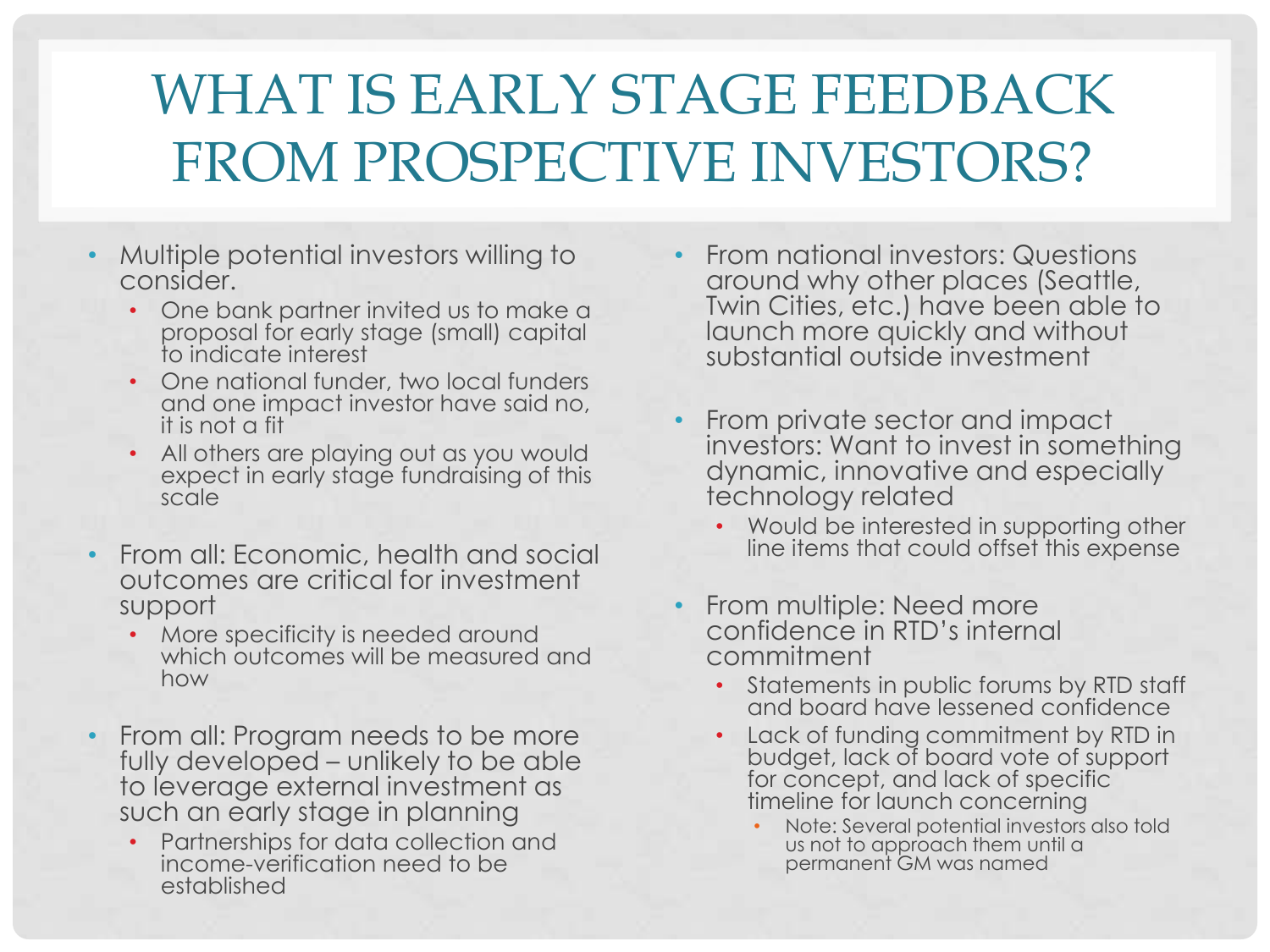# WHAT IS EARLY STAGE FEEDBACK FROM PROSPECTIVE INVESTORS?

- Multiple potential investors willing to consider.
  - One bank partner invited us to make a proposal for early stage (small) capital to indicate interest
  - One national funder, two local funders and one impact investor have said no, it is not a fit
  - All others are playing out as you would expect in early stage fundraising of this scale
- From all: Economic, health and social outcomes are critical for investment support
  - More specificity is needed around which outcomes will be measured and how
- From all: Program needs to be more fully developed – unlikely to be able to leverage external investment as such an early stage in planning
  - Partnerships for data collection and income-verification need to be established
- From national investors: Questions around why other places (Seattle, Twin Cities, etc.) have been able to launch more quickly and without substantial outside investment
- From private sector and impact investors: Want to invest in something dynamic, innovative and especially technology related
  - Would be interested in supporting other line items that could offset this expense
- From multiple: Need more confidence in RTD's internal commitment
  - Statements in public forums by RTD staff and board have lessened confidence
  - Lack of funding commitment by RTD in budget, lack of board vote of support for concept, and lack of specific timeline for launch concerning
    - Note: Several potential investors also told us not to approach them until a permanent GM was named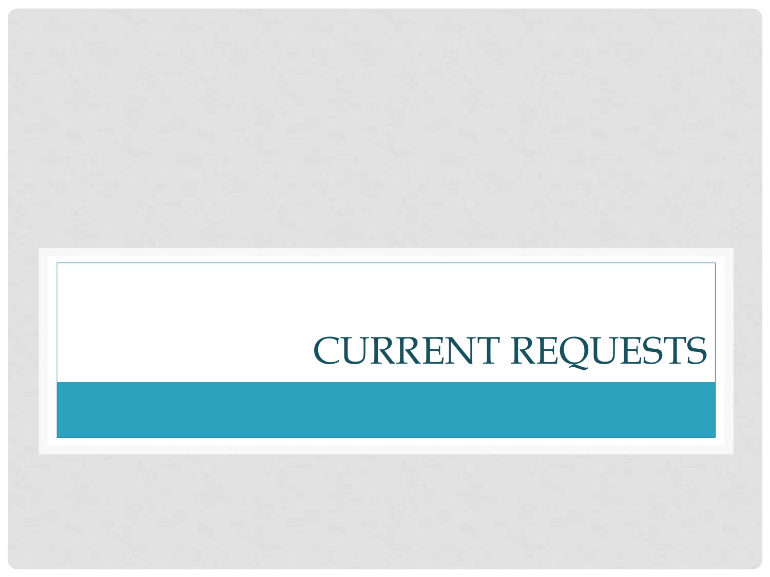# CURRENT REQUESTS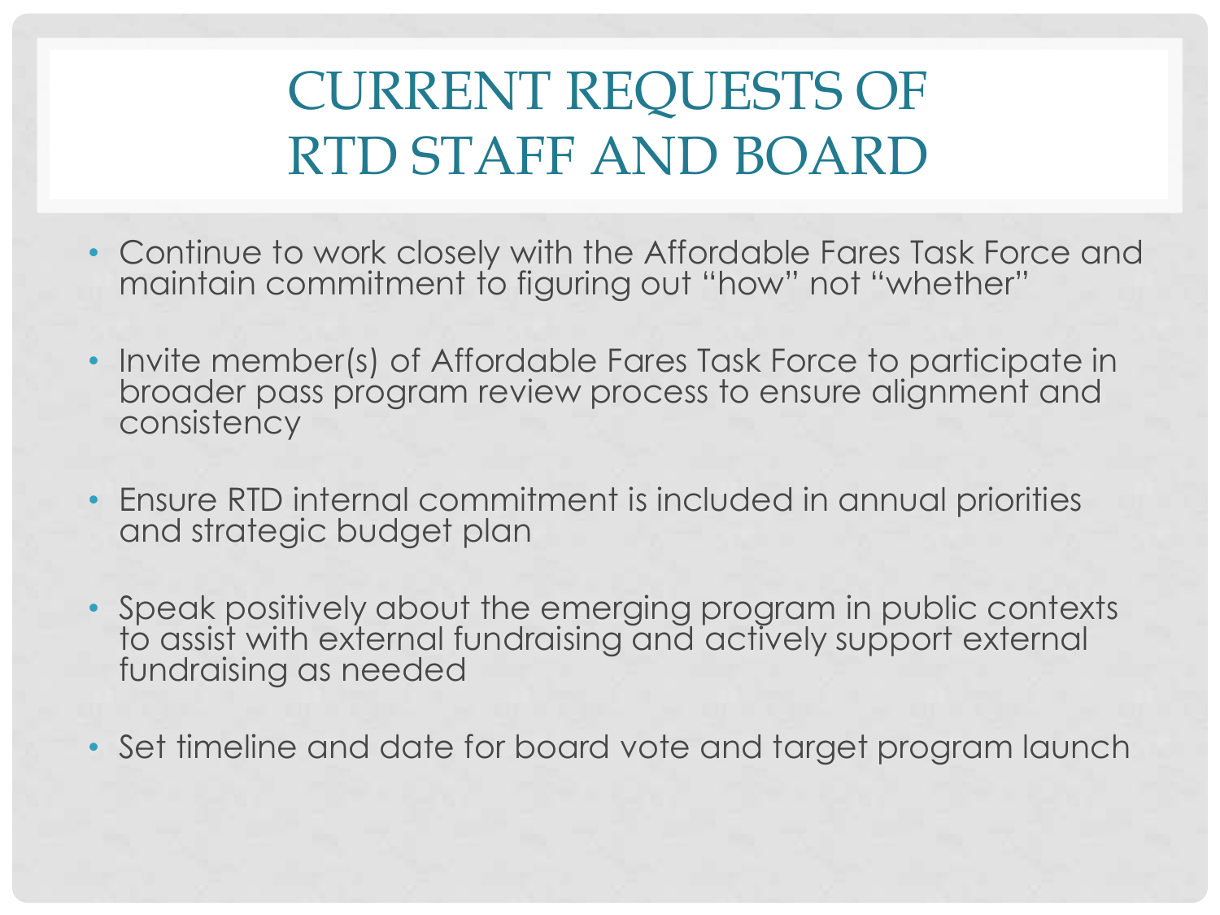# CURRENT REQUESTS OF RTD STAFF AND BOARD

- Continue to work closely with the Affordable Fares Task Force and maintain commitment to figuring out "how" not "whether"
- Invite member(s) of Affordable Fares Task Force to participate in broader pass program review process to ensure alignment and consistency
- Ensure RTD internal commitment is included in annual priorities and strategic budget plan
- Speak positively about the emerging program in public contexts to assist with external fundraising and actively support external fundraising as needed
- Set timeline and date for board vote and target program launch